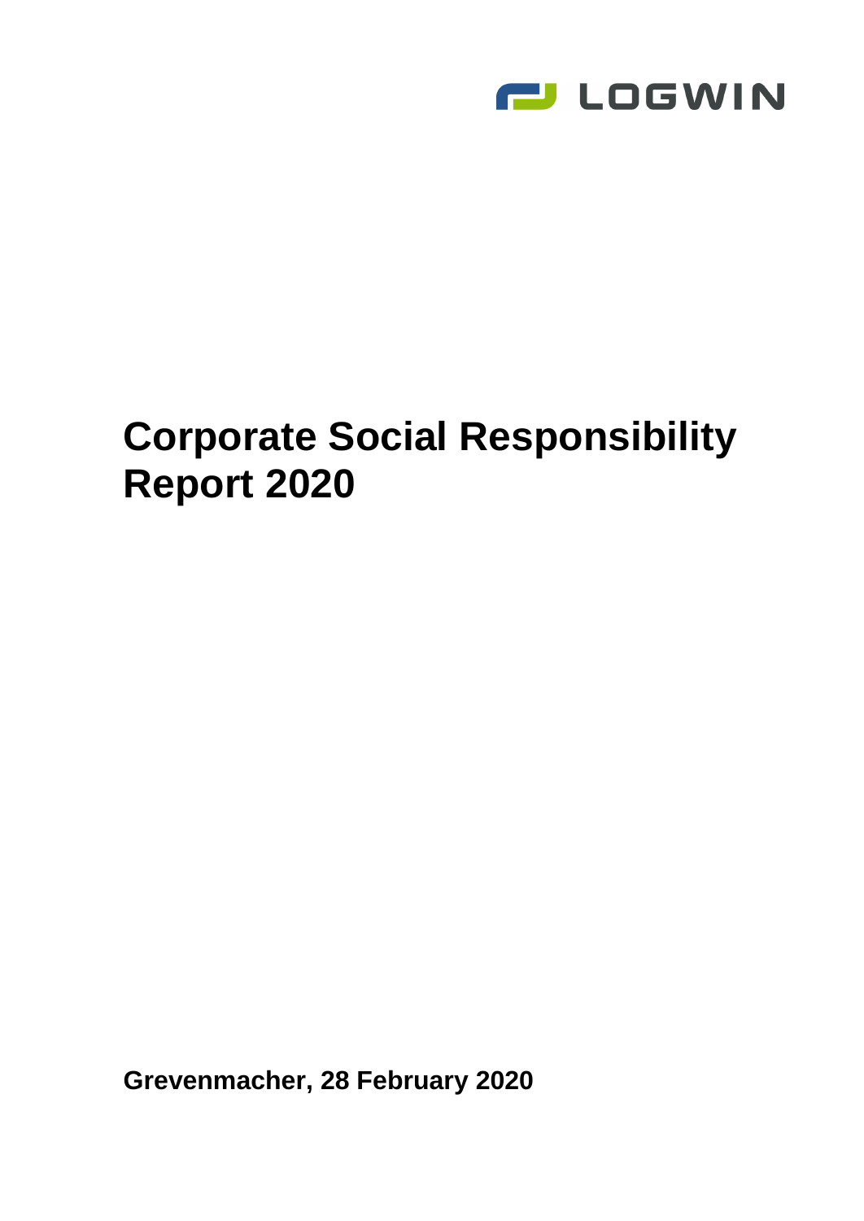LOGWIN

# Corporate Social Responsibility Report 2020

**Grevenmacher, 28 February 2020**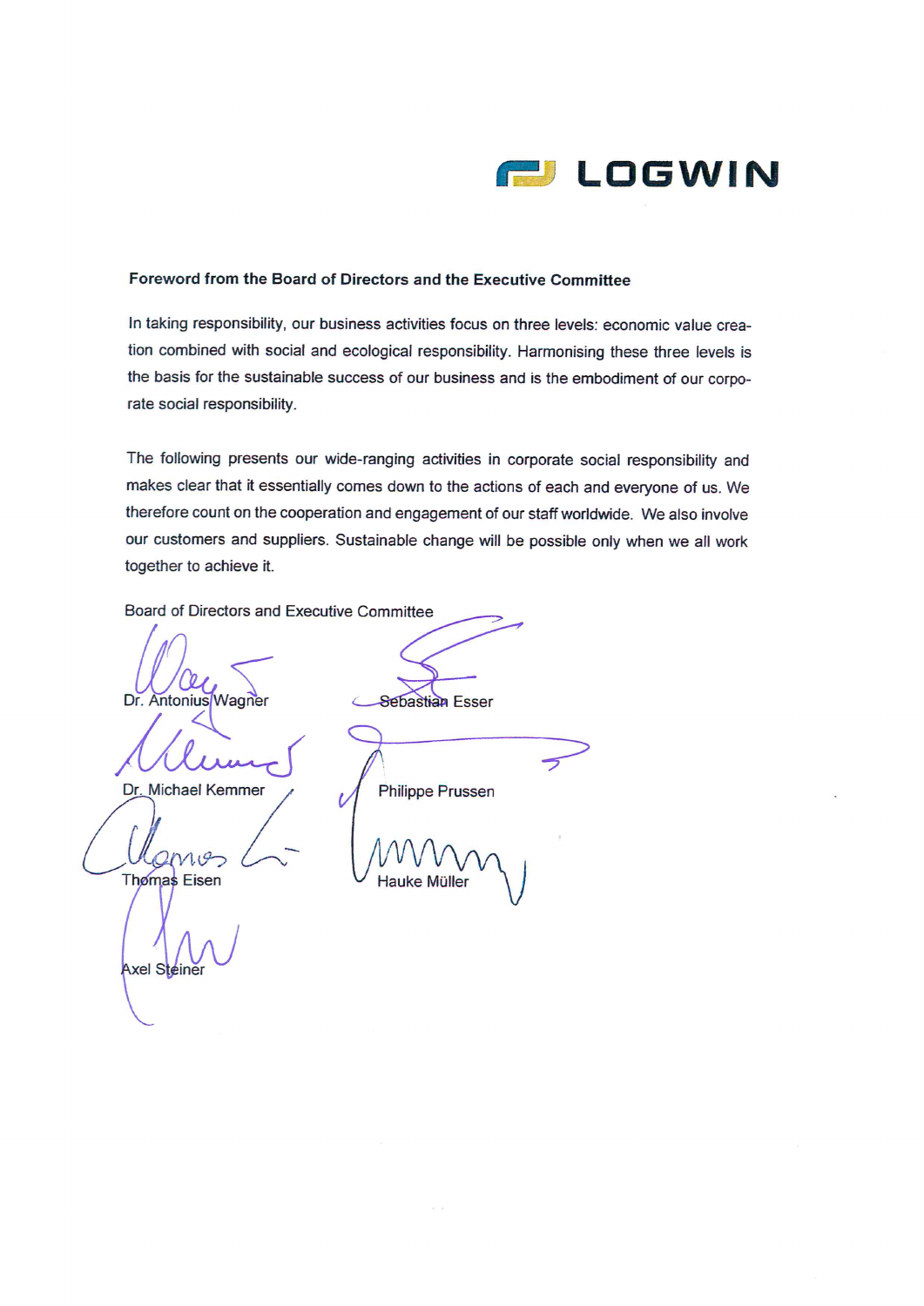LOGWIN

## Foreword from the Board of Directors and the Executive Committee

In taking responsibility, our business activities focus on three levels: economic value creation combined with social and ecological responsibility. Harmonising these three levels is the basis for the sustainable success of our business and is the embodiment of our corporate social responsibility.

The following presents our wide-ranging activities in corporate social responsibility and makes clear that it essentially comes down to the actions of each and everyone of us. We therefore count on the cooperation and engagement of our staff worldwide. We also involve our customers and suppliers. Sustainable change will be possible only when we all work together to achieve it.

Board of Directors and Executive Committee

Dr. Antonius Wagner

Sebastian Esser

Dr. Michael Kemmer

Philippe Prussen

Thomas Eisen

Hauke Müller

Axel Steiner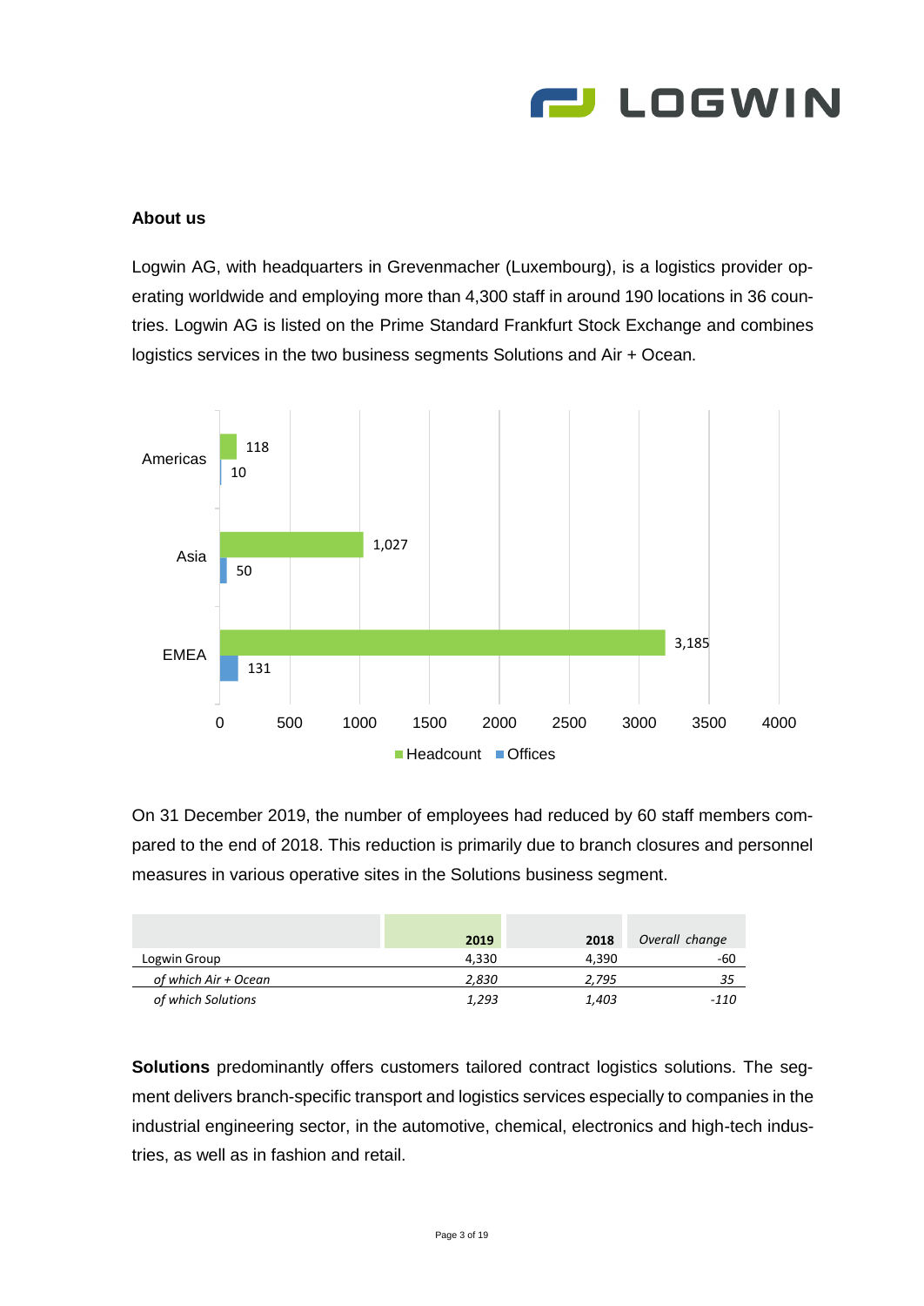## About us

Logwin AG, with headquarters in Grevenmacher (Luxembourg), is a logistics provider operating worldwide and employing more than 4,300 staff in around 190 locations in 36 countries. Logwin AG is listed on the Prime Standard Frankfurt Stock Exchange and combines logistics services in the two business segments Solutions and Air + Ocean.

| Region | Headcount | Offices |
|---|---|---|
| Americas | 118 | 10 |
| Asia | 1,027 | 50 |
| EMEA | 3,185 | 131 |

On 31 December 2019, the number of employees had reduced by 60 staff members compared to the end of 2018. This reduction is primarily due to branch closures and personnel measures in various operative sites in the Solutions business segment.

| | 2019 | 2018 | *Overall change* |
|---|---|---|---|
| Logwin Group | 4,330 | 4,390 | -60 |
| *of which Air + Ocean* | *2,830* | *2,795* | *35* |
| *of which Solutions* | *1,293* | *1,403* | *-110* |

**Solutions** predominantly offers customers tailored contract logistics solutions. The segment delivers branch-specific transport and logistics services especially to companies in the industrial engineering sector, in the automotive, chemical, electronics and high-tech industries, as well as in fashion and retail.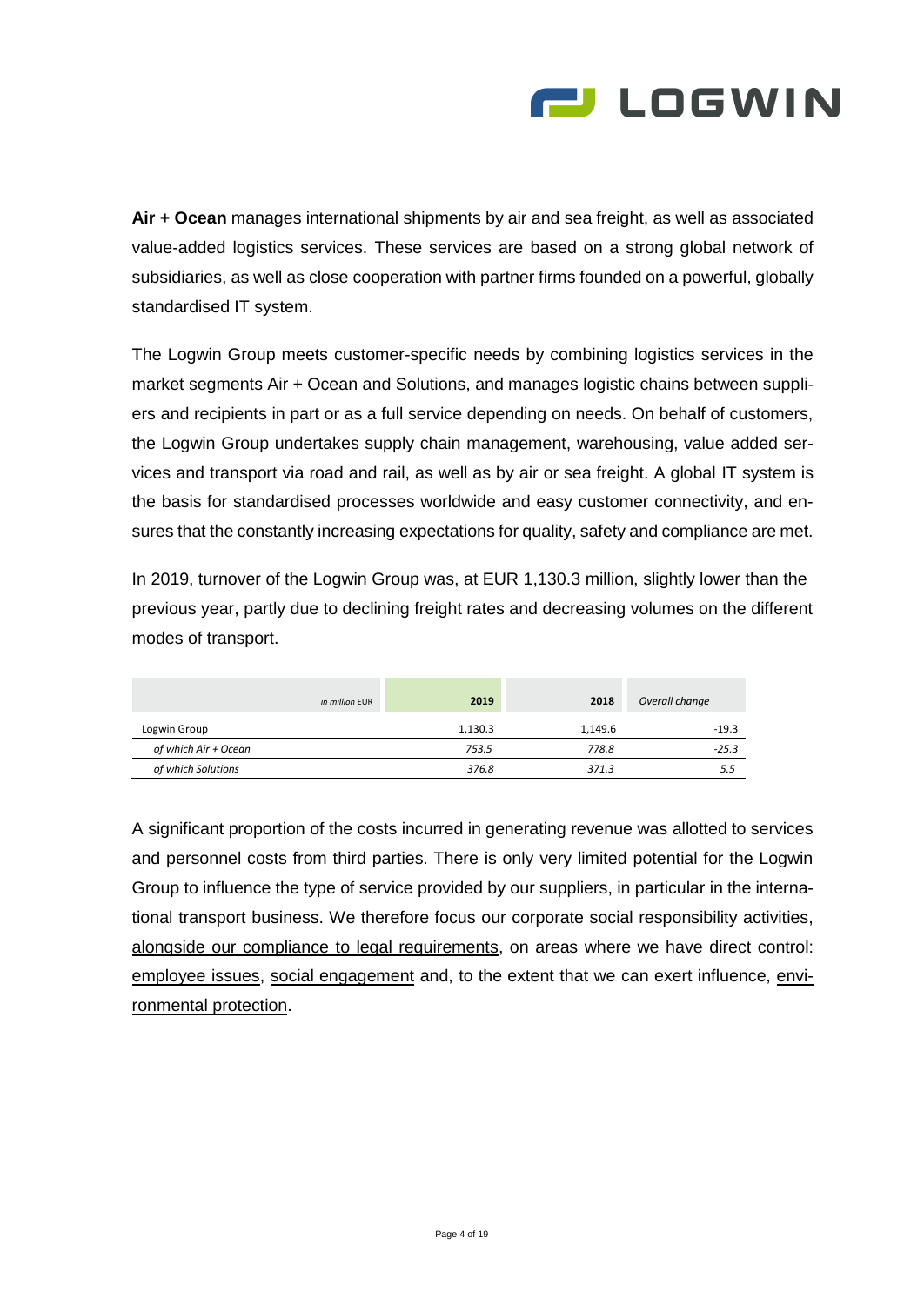**Air + Ocean** manages international shipments by air and sea freight, as well as associated value-added logistics services. These services are based on a strong global network of subsidiaries, as well as close cooperation with partner firms founded on a powerful, globally standardised IT system.

The Logwin Group meets customer-specific needs by combining logistics services in the market segments Air + Ocean and Solutions, and manages logistic chains between suppliers and recipients in part or as a full service depending on needs. On behalf of customers, the Logwin Group undertakes supply chain management, warehousing, value added services and transport via road and rail, as well as by air or sea freight. A global IT system is the basis for standardised processes worldwide and easy customer connectivity, and ensures that the constantly increasing expectations for quality, safety and compliance are met.

In 2019, turnover of the Logwin Group was, at EUR 1,130.3 million, slightly lower than the previous year, partly due to declining freight rates and decreasing volumes on the different modes of transport.

| *in million* EUR | 2019 | 2018 | *Overall change* |
|---|---|---|---|
| Logwin Group | 1,130.3 | 1,149.6 | -19.3 |
| *of which Air + Ocean* | *753.5* | *778.8* | *-25.3* |
| *of which Solutions* | *376.8* | *371.3* | *5.5* |

A significant proportion of the costs incurred in generating revenue was allotted to services and personnel costs from third parties. There is only very limited potential for the Logwin Group to influence the type of service provided by our suppliers, in particular in the international transport business. We therefore focus our corporate social responsibility activities, alongside our compliance to legal requirements, on areas where we have direct control: employee issues, social engagement and, to the extent that we can exert influence, environmental protection.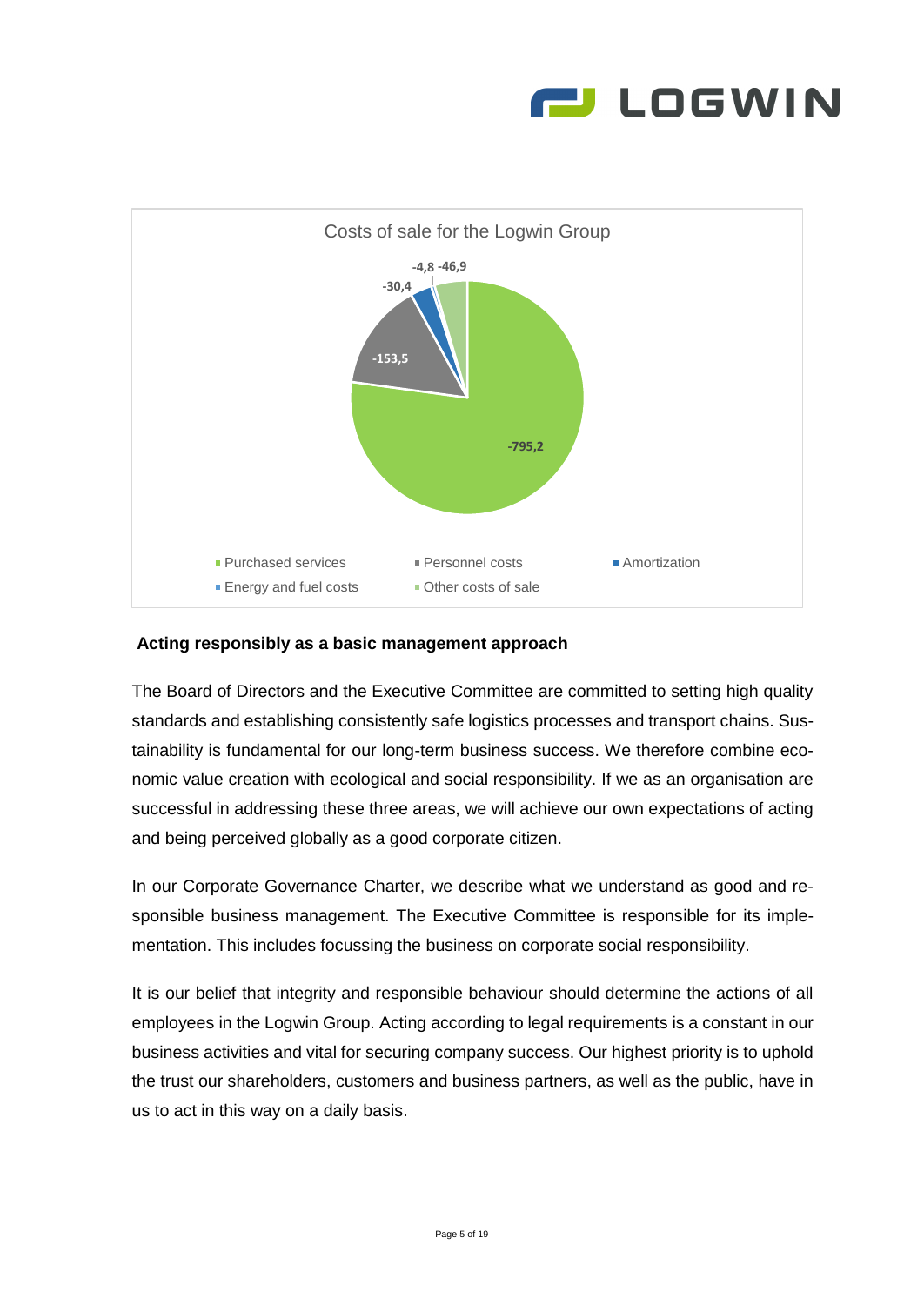Costs of sale for the Logwin Group

| Category | Value |
| --- | --- |
| Purchased services | -795,2 |
| Personnel costs | -153,5 |
| Amortization | -30,4 |
| Energy and fuel costs | -4,8 |
| Other costs of sale | -46,9 |

**Acting responsibly as a basic management approach**

The Board of Directors and the Executive Committee are committed to setting high quality standards and establishing consistently safe logistics processes and transport chains. Sustainability is fundamental for our long-term business success. We therefore combine economic value creation with ecological and social responsibility. If we as an organisation are successful in addressing these three areas, we will achieve our own expectations of acting and being perceived globally as a good corporate citizen.

In our Corporate Governance Charter, we describe what we understand as good and responsible business management. The Executive Committee is responsible for its implementation. This includes focussing the business on corporate social responsibility.

It is our belief that integrity and responsible behaviour should determine the actions of all employees in the Logwin Group. Acting according to legal requirements is a constant in our business activities and vital for securing company success. Our highest priority is to uphold the trust our shareholders, customers and business partners, as well as the public, have in us to act in this way on a daily basis.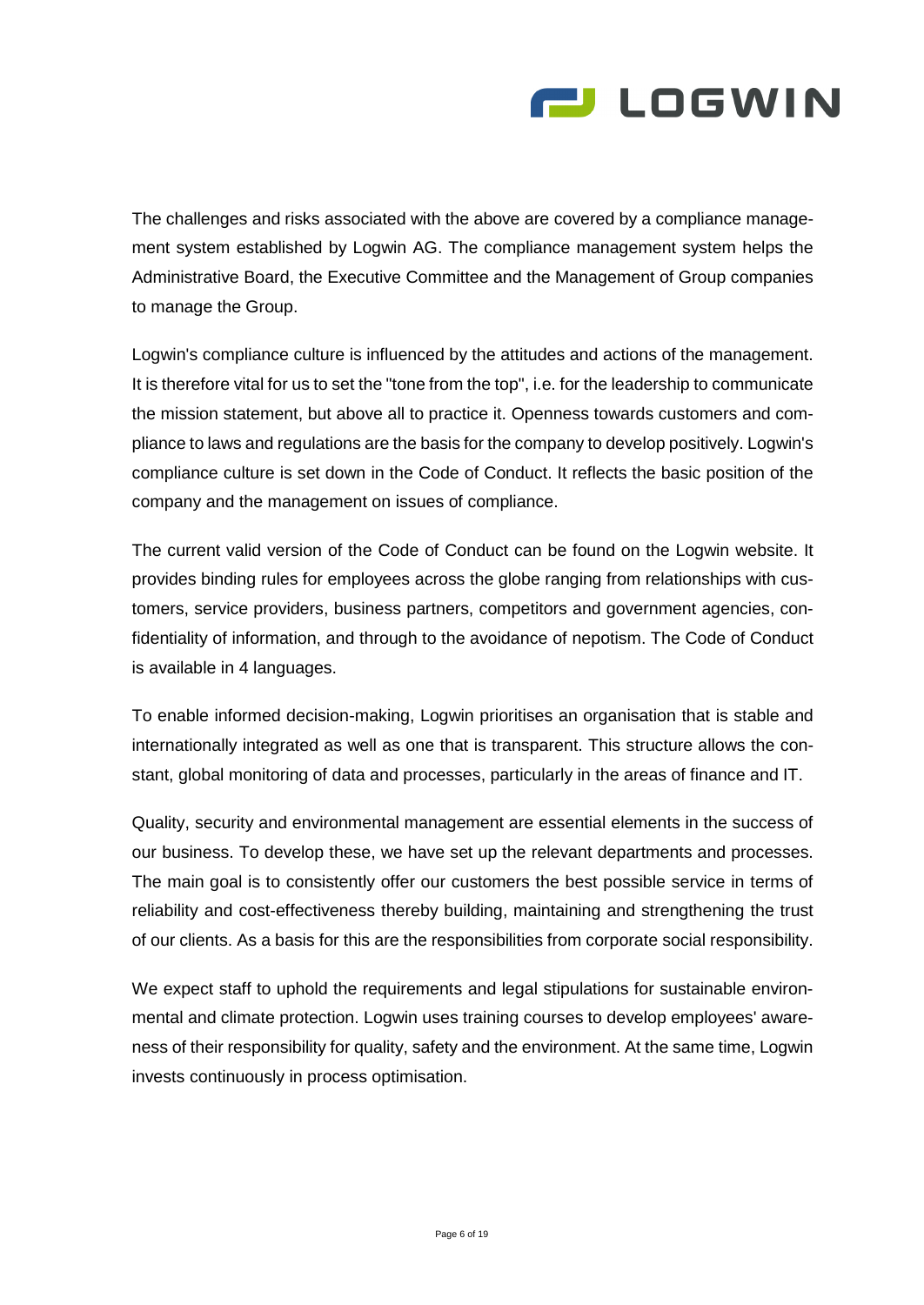The challenges and risks associated with the above are covered by a compliance management system established by Logwin AG. The compliance management system helps the Administrative Board, the Executive Committee and the Management of Group companies to manage the Group.

Logwin's compliance culture is influenced by the attitudes and actions of the management. It is therefore vital for us to set the "tone from the top", i.e. for the leadership to communicate the mission statement, but above all to practice it. Openness towards customers and compliance to laws and regulations are the basis for the company to develop positively. Logwin's compliance culture is set down in the Code of Conduct. It reflects the basic position of the company and the management on issues of compliance.

The current valid version of the Code of Conduct can be found on the Logwin website. It provides binding rules for employees across the globe ranging from relationships with customers, service providers, business partners, competitors and government agencies, confidentiality of information, and through to the avoidance of nepotism. The Code of Conduct is available in 4 languages.

To enable informed decision-making, Logwin prioritises an organisation that is stable and internationally integrated as well as one that is transparent. This structure allows the constant, global monitoring of data and processes, particularly in the areas of finance and IT.

Quality, security and environmental management are essential elements in the success of our business. To develop these, we have set up the relevant departments and processes. The main goal is to consistently offer our customers the best possible service in terms of reliability and cost-effectiveness thereby building, maintaining and strengthening the trust of our clients. As a basis for this are the responsibilities from corporate social responsibility.

We expect staff to uphold the requirements and legal stipulations for sustainable environmental and climate protection. Logwin uses training courses to develop employees' awareness of their responsibility for quality, safety and the environment. At the same time, Logwin invests continuously in process optimisation.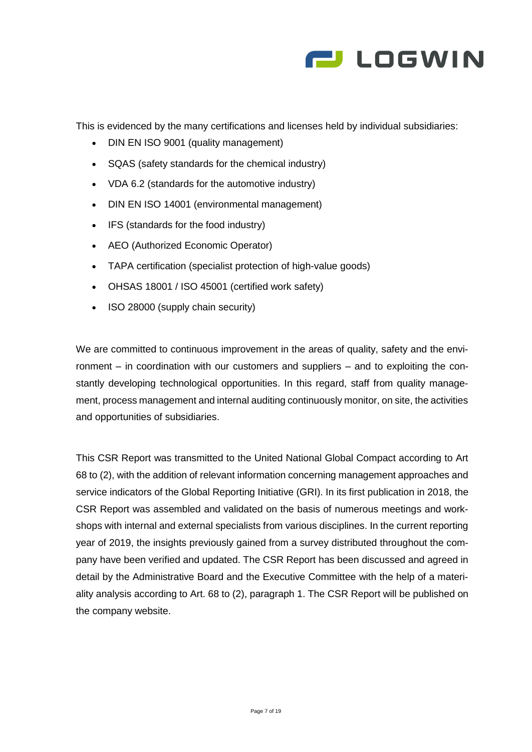This is evidenced by the many certifications and licenses held by individual subsidiaries:

- DIN EN ISO 9001 (quality management)
- SQAS (safety standards for the chemical industry)
- VDA 6.2 (standards for the automotive industry)
- DIN EN ISO 14001 (environmental management)
- IFS (standards for the food industry)
- AEO (Authorized Economic Operator)
- TAPA certification (specialist protection of high-value goods)
- OHSAS 18001 / ISO 45001 (certified work safety)
- ISO 28000 (supply chain security)

We are committed to continuous improvement in the areas of quality, safety and the environment – in coordination with our customers and suppliers – and to exploiting the constantly developing technological opportunities. In this regard, staff from quality management, process management and internal auditing continuously monitor, on site, the activities and opportunities of subsidiaries.

This CSR Report was transmitted to the United National Global Compact according to Art 68 to (2), with the addition of relevant information concerning management approaches and service indicators of the Global Reporting Initiative (GRI). In its first publication in 2018, the CSR Report was assembled and validated on the basis of numerous meetings and workshops with internal and external specialists from various disciplines. In the current reporting year of 2019, the insights previously gained from a survey distributed throughout the company have been verified and updated. The CSR Report has been discussed and agreed in detail by the Administrative Board and the Executive Committee with the help of a materiality analysis according to Art. 68 to (2), paragraph 1. The CSR Report will be published on the company website.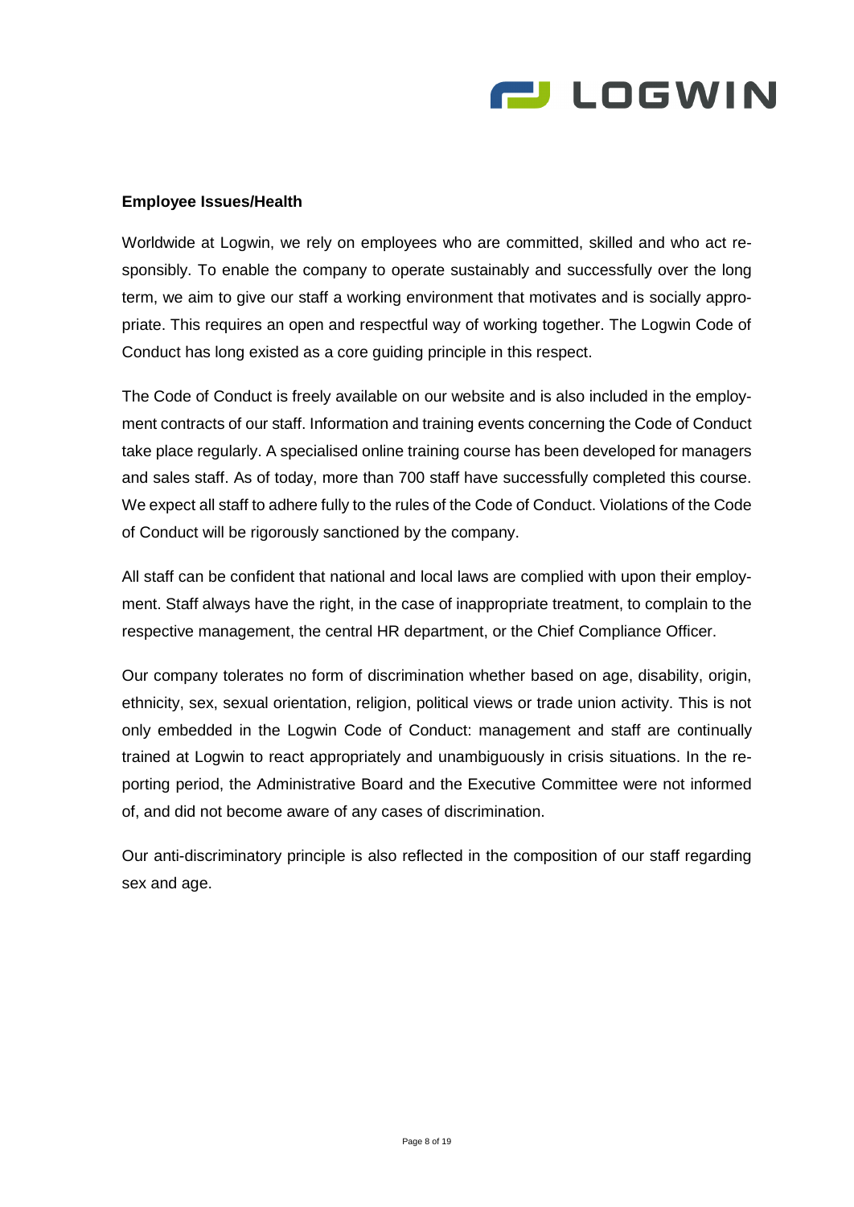**Employee Issues/Health**

Worldwide at Logwin, we rely on employees who are committed, skilled and who act responsibly. To enable the company to operate sustainably and successfully over the long term, we aim to give our staff a working environment that motivates and is socially appropriate. This requires an open and respectful way of working together. The Logwin Code of Conduct has long existed as a core guiding principle in this respect.

The Code of Conduct is freely available on our website and is also included in the employment contracts of our staff. Information and training events concerning the Code of Conduct take place regularly. A specialised online training course has been developed for managers and sales staff. As of today, more than 700 staff have successfully completed this course. We expect all staff to adhere fully to the rules of the Code of Conduct. Violations of the Code of Conduct will be rigorously sanctioned by the company.

All staff can be confident that national and local laws are complied with upon their employment. Staff always have the right, in the case of inappropriate treatment, to complain to the respective management, the central HR department, or the Chief Compliance Officer.

Our company tolerates no form of discrimination whether based on age, disability, origin, ethnicity, sex, sexual orientation, religion, political views or trade union activity. This is not only embedded in the Logwin Code of Conduct: management and staff are continually trained at Logwin to react appropriately and unambiguously in crisis situations. In the reporting period, the Administrative Board and the Executive Committee were not informed of, and did not become aware of any cases of discrimination.

Our anti-discriminatory principle is also reflected in the composition of our staff regarding sex and age.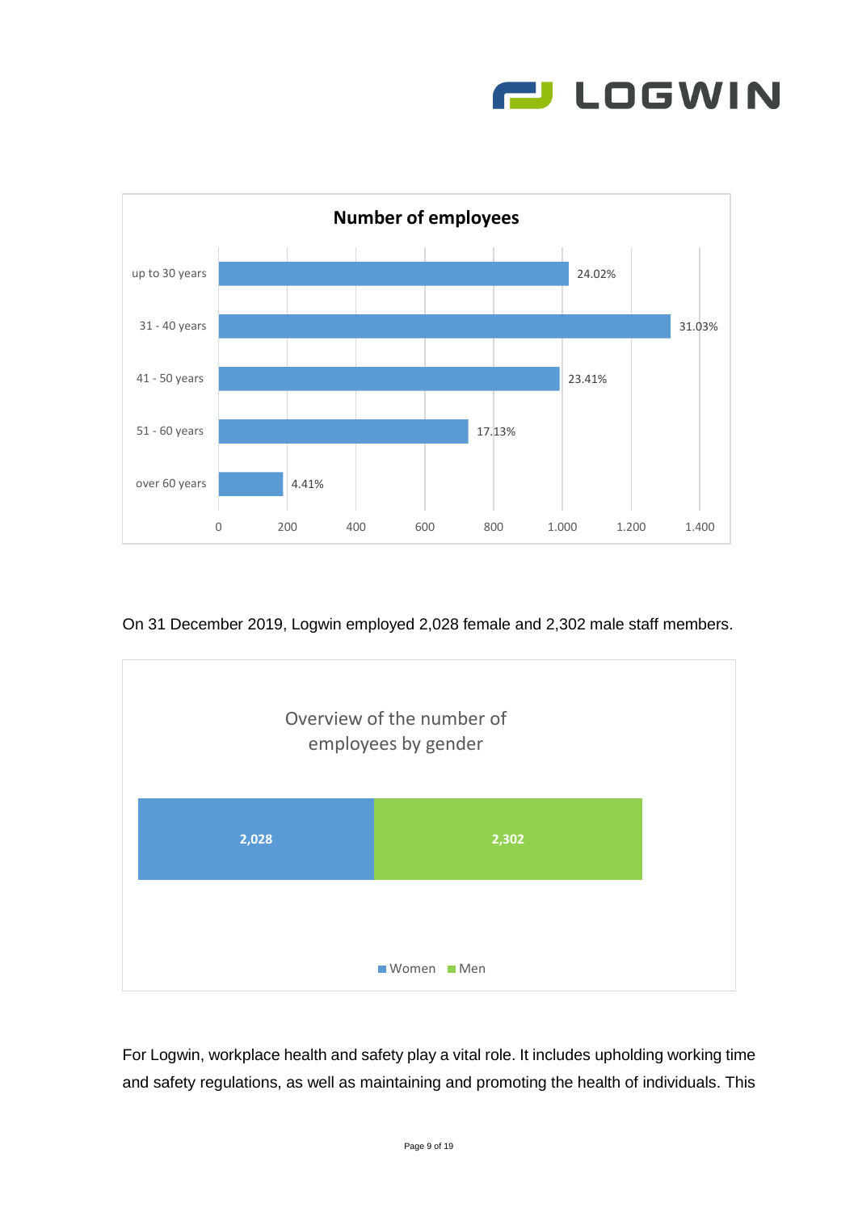**Number of employees**

| Age group | Share |
|---|---|
| up to 30 years | 24.02% |
| 31 - 40 years | 31.03% |
| 41 - 50 years | 23.41% |
| 51 - 60 years | 17.13% |
| over 60 years | 4.41% |

On 31 December 2019, Logwin employed 2,028 female and 2,302 male staff members.

**Overview of the number of employees by gender**

| Women | Men |
|---|---|
| 2,028 | 2,302 |

For Logwin, workplace health and safety play a vital role. It includes upholding working time and safety regulations, as well as maintaining and promoting the health of individuals. This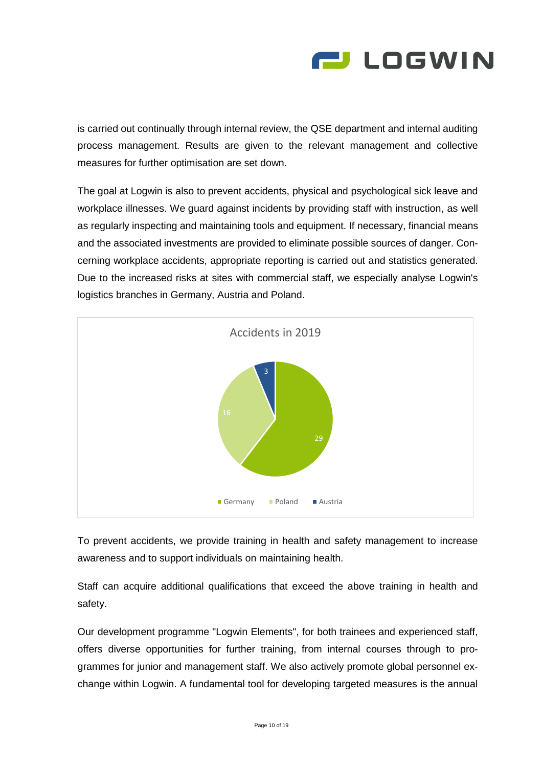is carried out continually through internal review, the QSE department and internal auditing process management. Results are given to the relevant management and collective measures for further optimisation are set down.

The goal at Logwin is also to prevent accidents, physical and psychological sick leave and workplace illnesses. We guard against incidents by providing staff with instruction, as well as regularly inspecting and maintaining tools and equipment. If necessary, financial means and the associated investments are provided to eliminate possible sources of danger. Concerning workplace accidents, appropriate reporting is carried out and statistics generated. Due to the increased risks at sites with commercial staff, we especially analyse Logwin's logistics branches in Germany, Austria and Poland.

**Accidents in 2019**

| Country | Accidents |
|---|---|
| Germany | 29 |
| Poland | 16 |
| Austria | 3 |

To prevent accidents, we provide training in health and safety management to increase awareness and to support individuals on maintaining health.

Staff can acquire additional qualifications that exceed the above training in health and safety.

Our development programme "Logwin Elements", for both trainees and experienced staff, offers diverse opportunities for further training, from internal courses through to programmes for junior and management staff. We also actively promote global personnel exchange within Logwin. A fundamental tool for developing targeted measures is the annual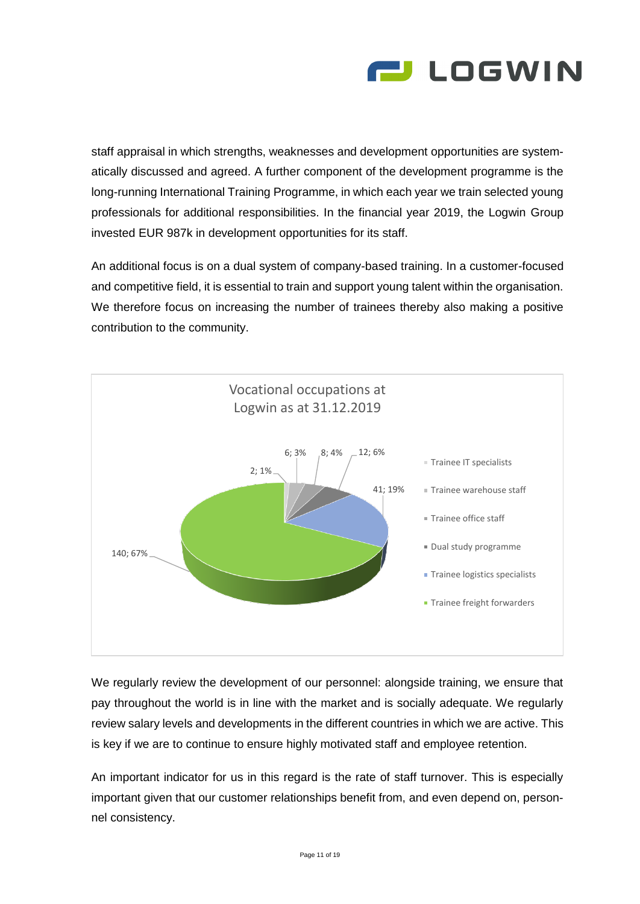staff appraisal in which strengths, weaknesses and development opportunities are systematically discussed and agreed. A further component of the development programme is the long-running International Training Programme, in which each year we train selected young professionals for additional responsibilities. In the financial year 2019, the Logwin Group invested EUR 987k in development opportunities for its staff.

An additional focus is on a dual system of company-based training. In a customer-focused and competitive field, it is essential to train and support young talent within the organisation. We therefore focus on increasing the number of trainees thereby also making a positive contribution to the community.

Vocational occupations at Logwin as at 31.12.2019

| Occupation | Number | Share |
| --- | --- | --- |
| Trainee IT specialists | 2 | 1% |
| Trainee warehouse staff | 6 | 3% |
| Trainee office staff | 8 | 4% |
| Dual study programme | 12 | 6% |
| Trainee logistics specialists | 41 | 19% |
| Trainee freight forwarders | 140 | 67% |

We regularly review the development of our personnel: alongside training, we ensure that pay throughout the world is in line with the market and is socially adequate. We regularly review salary levels and developments in the different countries in which we are active. This is key if we are to continue to ensure highly motivated staff and employee retention.

An important indicator for us in this regard is the rate of staff turnover. This is especially important given that our customer relationships benefit from, and even depend on, personnel consistency.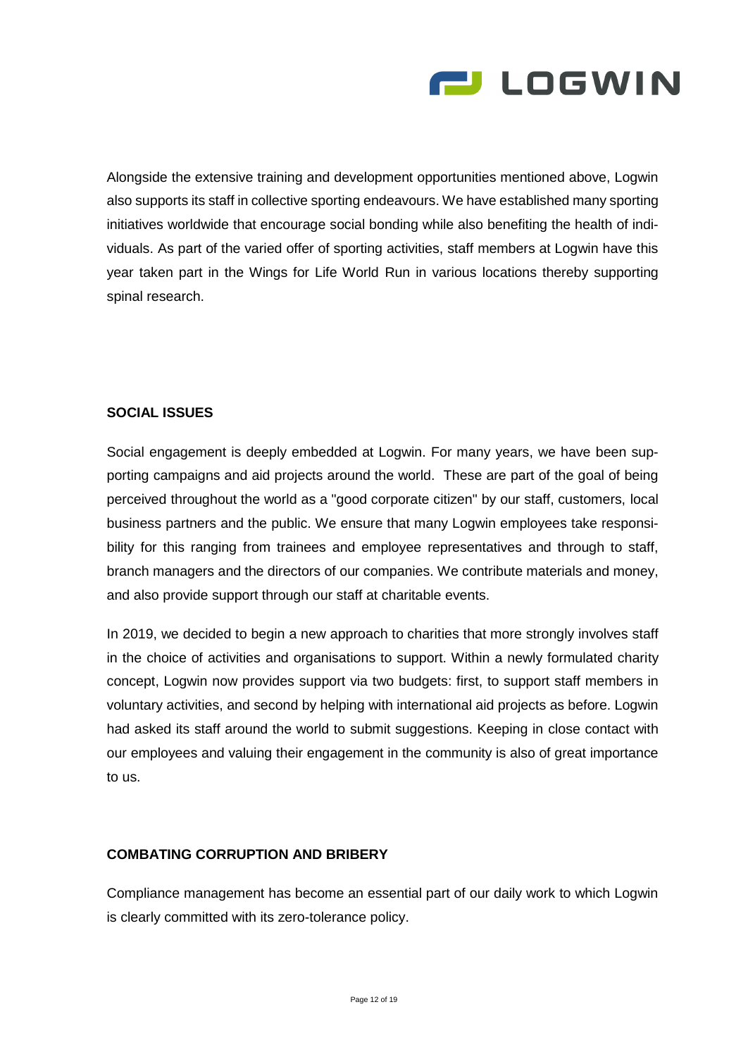Alongside the extensive training and development opportunities mentioned above, Logwin also supports its staff in collective sporting endeavours. We have established many sporting initiatives worldwide that encourage social bonding while also benefiting the health of individuals. As part of the varied offer of sporting activities, staff members at Logwin have this year taken part in the Wings for Life World Run in various locations thereby supporting spinal research.

## SOCIAL ISSUES

Social engagement is deeply embedded at Logwin. For many years, we have been supporting campaigns and aid projects around the world. These are part of the goal of being perceived throughout the world as a "good corporate citizen" by our staff, customers, local business partners and the public. We ensure that many Logwin employees take responsibility for this ranging from trainees and employee representatives and through to staff, branch managers and the directors of our companies. We contribute materials and money, and also provide support through our staff at charitable events.

In 2019, we decided to begin a new approach to charities that more strongly involves staff in the choice of activities and organisations to support. Within a newly formulated charity concept, Logwin now provides support via two budgets: first, to support staff members in voluntary activities, and second by helping with international aid projects as before. Logwin had asked its staff around the world to submit suggestions. Keeping in close contact with our employees and valuing their engagement in the community is also of great importance to us.

## COMBATING CORRUPTION AND BRIBERY

Compliance management has become an essential part of our daily work to which Logwin is clearly committed with its zero-tolerance policy.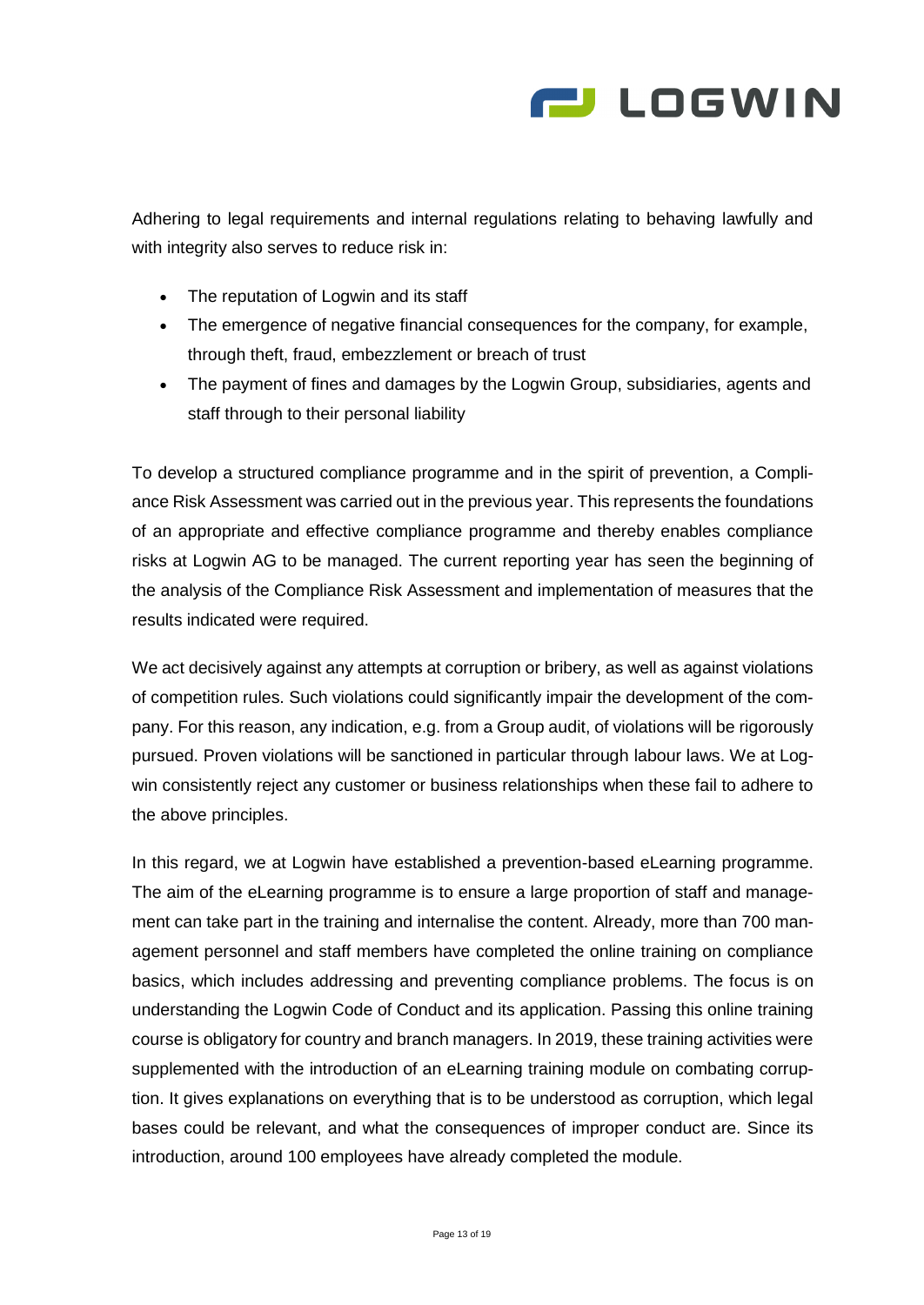Adhering to legal requirements and internal regulations relating to behaving lawfully and with integrity also serves to reduce risk in:

- The reputation of Logwin and its staff
- The emergence of negative financial consequences for the company, for example, through theft, fraud, embezzlement or breach of trust
- The payment of fines and damages by the Logwin Group, subsidiaries, agents and staff through to their personal liability

To develop a structured compliance programme and in the spirit of prevention, a Compliance Risk Assessment was carried out in the previous year. This represents the foundations of an appropriate and effective compliance programme and thereby enables compliance risks at Logwin AG to be managed. The current reporting year has seen the beginning of the analysis of the Compliance Risk Assessment and implementation of measures that the results indicated were required.

We act decisively against any attempts at corruption or bribery, as well as against violations of competition rules. Such violations could significantly impair the development of the company. For this reason, any indication, e.g. from a Group audit, of violations will be rigorously pursued. Proven violations will be sanctioned in particular through labour laws. We at Logwin consistently reject any customer or business relationships when these fail to adhere to the above principles.

In this regard, we at Logwin have established a prevention-based eLearning programme. The aim of the eLearning programme is to ensure a large proportion of staff and management can take part in the training and internalise the content. Already, more than 700 management personnel and staff members have completed the online training on compliance basics, which includes addressing and preventing compliance problems. The focus is on understanding the Logwin Code of Conduct and its application. Passing this online training course is obligatory for country and branch managers. In 2019, these training activities were supplemented with the introduction of an eLearning training module on combating corruption. It gives explanations on everything that is to be understood as corruption, which legal bases could be relevant, and what the consequences of improper conduct are. Since its introduction, around 100 employees have already completed the module.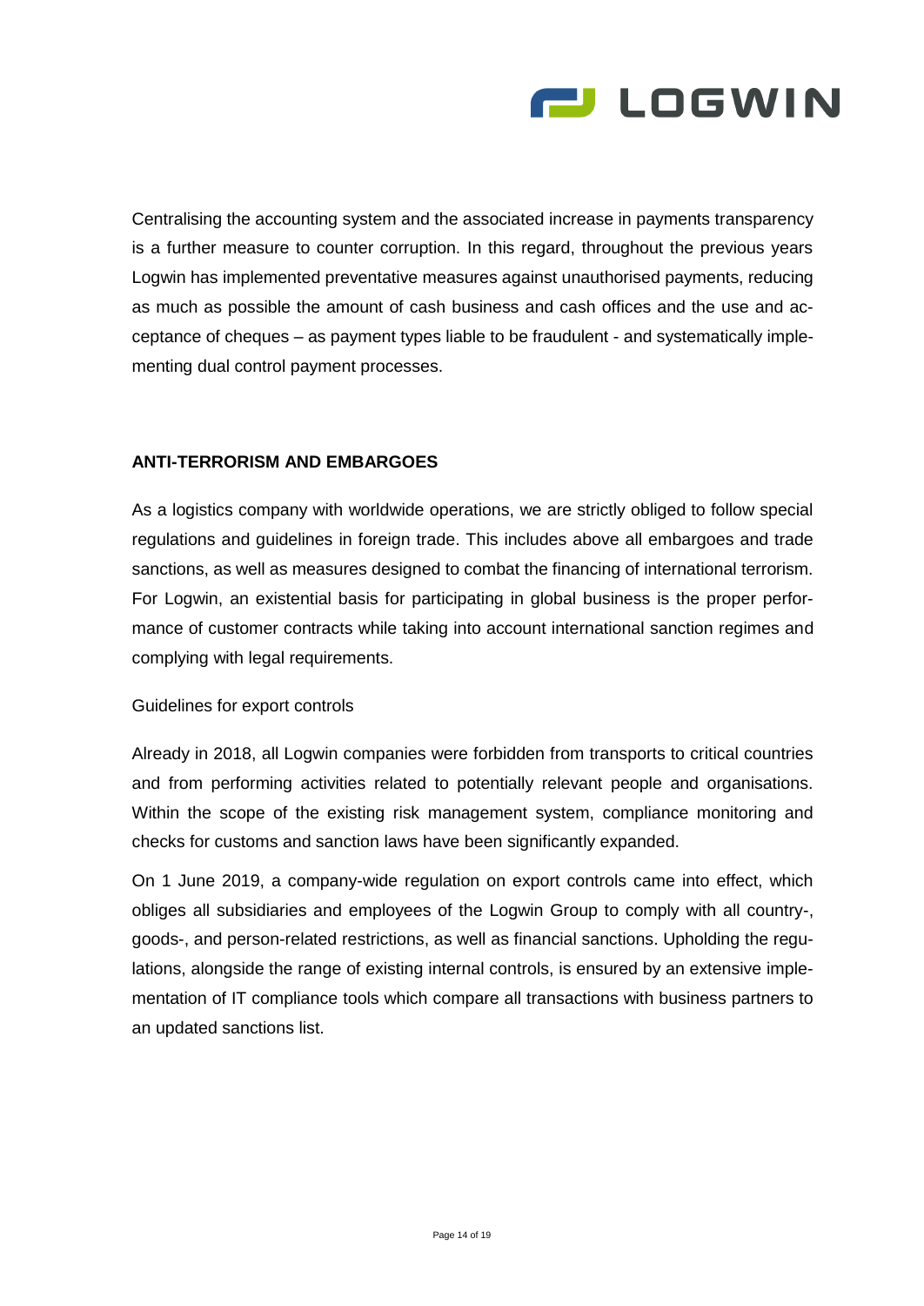Centralising the accounting system and the associated increase in payments transparency is a further measure to counter corruption. In this regard, throughout the previous years Logwin has implemented preventative measures against unauthorised payments, reducing as much as possible the amount of cash business and cash offices and the use and acceptance of cheques – as payment types liable to be fraudulent - and systematically implementing dual control payment processes.

## ANTI-TERRORISM AND EMBARGOES

As a logistics company with worldwide operations, we are strictly obliged to follow special regulations and guidelines in foreign trade. This includes above all embargoes and trade sanctions, as well as measures designed to combat the financing of international terrorism. For Logwin, an existential basis for participating in global business is the proper performance of customer contracts while taking into account international sanction regimes and complying with legal requirements.

### Guidelines for export controls

Already in 2018, all Logwin companies were forbidden from transports to critical countries and from performing activities related to potentially relevant people and organisations. Within the scope of the existing risk management system, compliance monitoring and checks for customs and sanction laws have been significantly expanded.

On 1 June 2019, a company-wide regulation on export controls came into effect, which obliges all subsidiaries and employees of the Logwin Group to comply with all country-, goods-, and person-related restrictions, as well as financial sanctions. Upholding the regulations, alongside the range of existing internal controls, is ensured by an extensive implementation of IT compliance tools which compare all transactions with business partners to an updated sanctions list.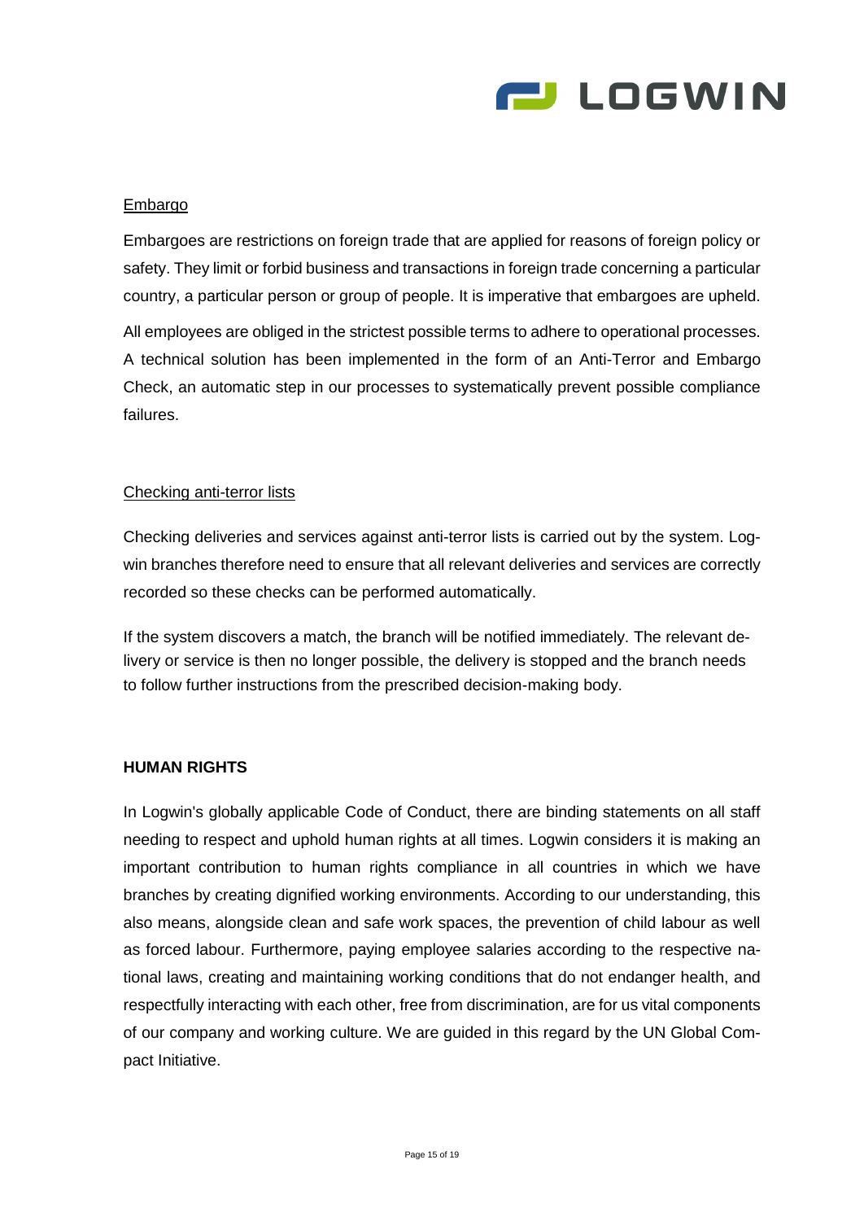Embargo

Embargoes are restrictions on foreign trade that are applied for reasons of foreign policy or safety. They limit or forbid business and transactions in foreign trade concerning a particular country, a particular person or group of people. It is imperative that embargoes are upheld.

All employees are obliged in the strictest possible terms to adhere to operational processes. A technical solution has been implemented in the form of an Anti-Terror and Embargo Check, an automatic step in our processes to systematically prevent possible compliance failures.

Checking anti-terror lists

Checking deliveries and services against anti-terror lists is carried out by the system. Logwin branches therefore need to ensure that all relevant deliveries and services are correctly recorded so these checks can be performed automatically.

If the system discovers a match, the branch will be notified immediately. The relevant delivery or service is then no longer possible, the delivery is stopped and the branch needs to follow further instructions from the prescribed decision-making body.

## HUMAN RIGHTS

In Logwin's globally applicable Code of Conduct, there are binding statements on all staff needing to respect and uphold human rights at all times. Logwin considers it is making an important contribution to human rights compliance in all countries in which we have branches by creating dignified working environments. According to our understanding, this also means, alongside clean and safe work spaces, the prevention of child labour as well as forced labour. Furthermore, paying employee salaries according to the respective national laws, creating and maintaining working conditions that do not endanger health, and respectfully interacting with each other, free from discrimination, are for us vital components of our company and working culture. We are guided in this regard by the UN Global Compact Initiative.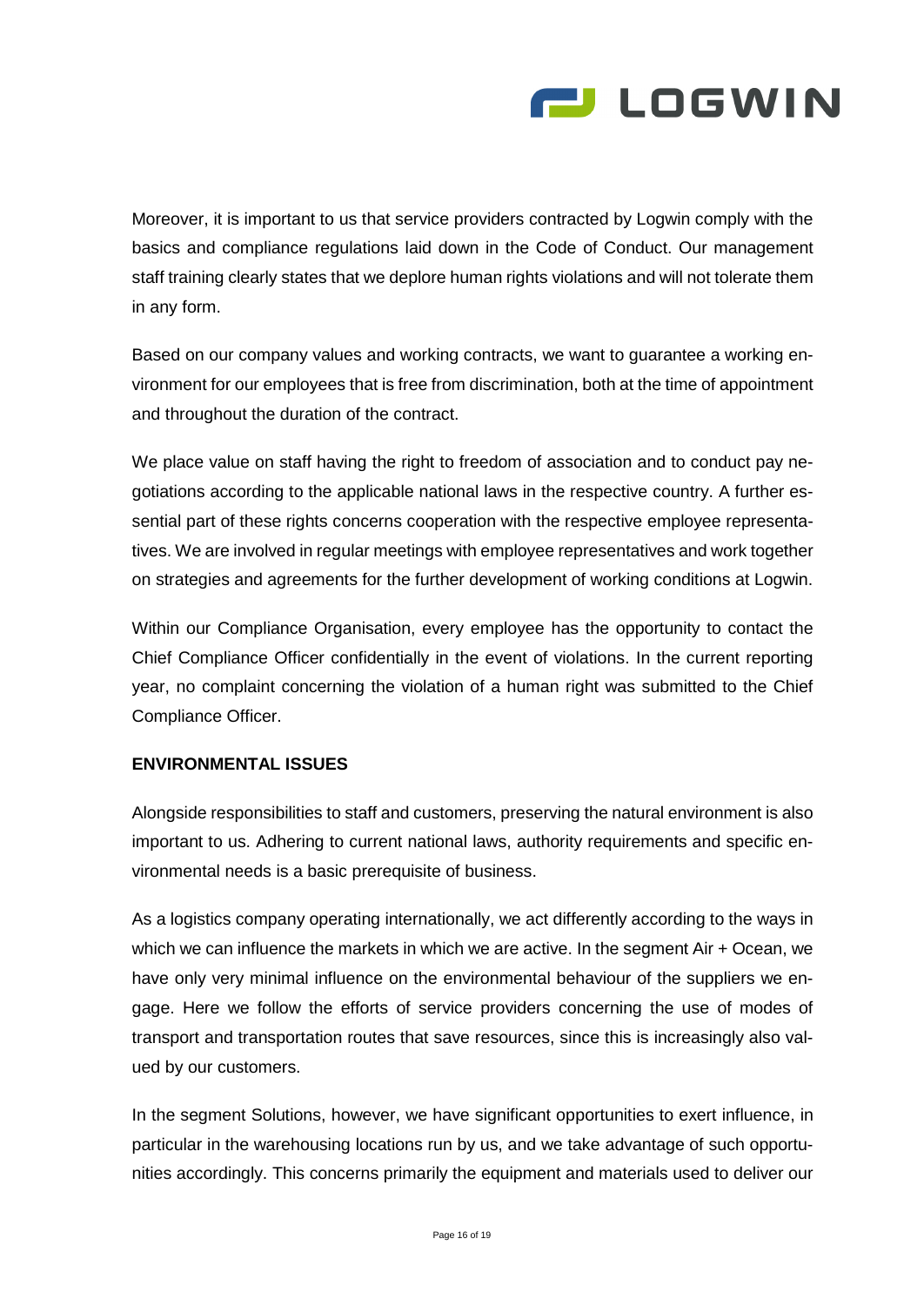Moreover, it is important to us that service providers contracted by Logwin comply with the basics and compliance regulations laid down in the Code of Conduct. Our management staff training clearly states that we deplore human rights violations and will not tolerate them in any form.

Based on our company values and working contracts, we want to guarantee a working environment for our employees that is free from discrimination, both at the time of appointment and throughout the duration of the contract.

We place value on staff having the right to freedom of association and to conduct pay negotiations according to the applicable national laws in the respective country. A further essential part of these rights concerns cooperation with the respective employee representatives. We are involved in regular meetings with employee representatives and work together on strategies and agreements for the further development of working conditions at Logwin.

Within our Compliance Organisation, every employee has the opportunity to contact the Chief Compliance Officer confidentially in the event of violations. In the current reporting year, no complaint concerning the violation of a human right was submitted to the Chief Compliance Officer.

**ENVIRONMENTAL ISSUES**

Alongside responsibilities to staff and customers, preserving the natural environment is also important to us. Adhering to current national laws, authority requirements and specific environmental needs is a basic prerequisite of business.

As a logistics company operating internationally, we act differently according to the ways in which we can influence the markets in which we are active. In the segment Air + Ocean, we have only very minimal influence on the environmental behaviour of the suppliers we engage. Here we follow the efforts of service providers concerning the use of modes of transport and transportation routes that save resources, since this is increasingly also valued by our customers.

In the segment Solutions, however, we have significant opportunities to exert influence, in particular in the warehousing locations run by us, and we take advantage of such opportunities accordingly. This concerns primarily the equipment and materials used to deliver our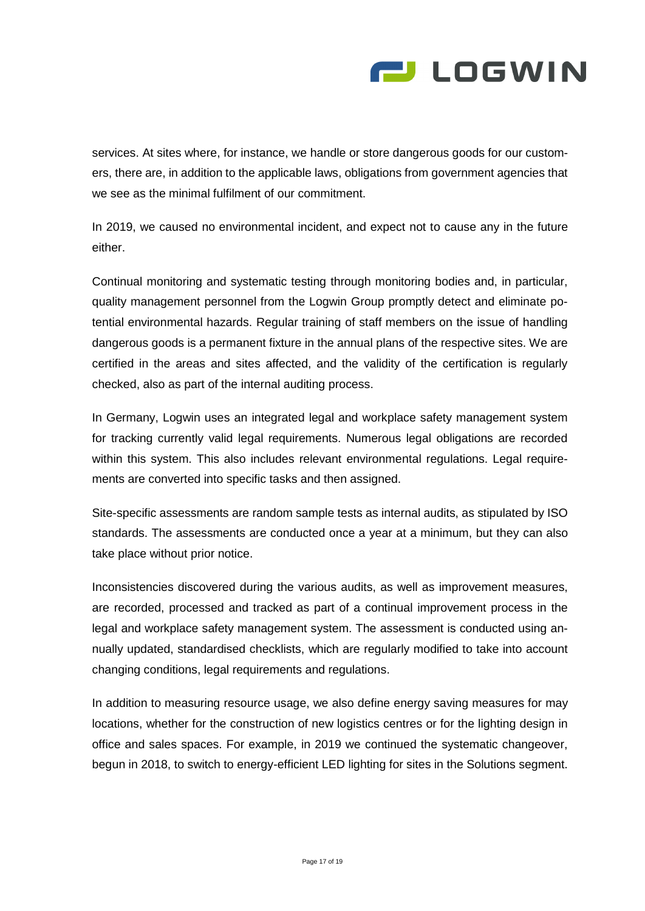services. At sites where, for instance, we handle or store dangerous goods for our customers, there are, in addition to the applicable laws, obligations from government agencies that we see as the minimal fulfilment of our commitment.

In 2019, we caused no environmental incident, and expect not to cause any in the future either.

Continual monitoring and systematic testing through monitoring bodies and, in particular, quality management personnel from the Logwin Group promptly detect and eliminate potential environmental hazards. Regular training of staff members on the issue of handling dangerous goods is a permanent fixture in the annual plans of the respective sites. We are certified in the areas and sites affected, and the validity of the certification is regularly checked, also as part of the internal auditing process.

In Germany, Logwin uses an integrated legal and workplace safety management system for tracking currently valid legal requirements. Numerous legal obligations are recorded within this system. This also includes relevant environmental regulations. Legal requirements are converted into specific tasks and then assigned.

Site-specific assessments are random sample tests as internal audits, as stipulated by ISO standards. The assessments are conducted once a year at a minimum, but they can also take place without prior notice.

Inconsistencies discovered during the various audits, as well as improvement measures, are recorded, processed and tracked as part of a continual improvement process in the legal and workplace safety management system. The assessment is conducted using annually updated, standardised checklists, which are regularly modified to take into account changing conditions, legal requirements and regulations.

In addition to measuring resource usage, we also define energy saving measures for may locations, whether for the construction of new logistics centres or for the lighting design in office and sales spaces. For example, in 2019 we continued the systematic changeover, begun in 2018, to switch to energy-efficient LED lighting for sites in the Solutions segment.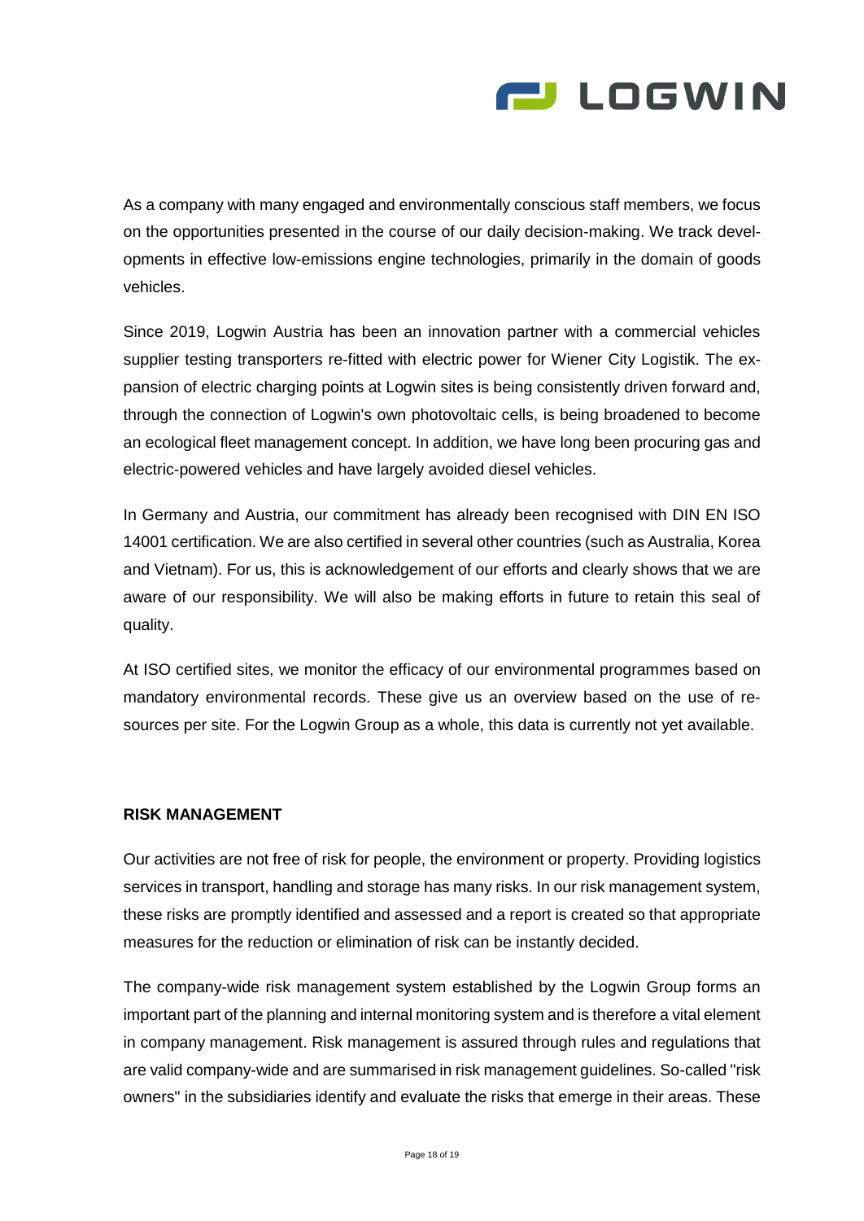As a company with many engaged and environmentally conscious staff members, we focus on the opportunities presented in the course of our daily decision-making. We track developments in effective low-emissions engine technologies, primarily in the domain of goods vehicles.

Since 2019, Logwin Austria has been an innovation partner with a commercial vehicles supplier testing transporters re-fitted with electric power for Wiener City Logistik. The expansion of electric charging points at Logwin sites is being consistently driven forward and, through the connection of Logwin's own photovoltaic cells, is being broadened to become an ecological fleet management concept. In addition, we have long been procuring gas and electric-powered vehicles and have largely avoided diesel vehicles.

In Germany and Austria, our commitment has already been recognised with DIN EN ISO 14001 certification. We are also certified in several other countries (such as Australia, Korea and Vietnam). For us, this is acknowledgement of our efforts and clearly shows that we are aware of our responsibility. We will also be making efforts in future to retain this seal of quality.

At ISO certified sites, we monitor the efficacy of our environmental programmes based on mandatory environmental records. These give us an overview based on the use of resources per site. For the Logwin Group as a whole, this data is currently not yet available.

## RISK MANAGEMENT

Our activities are not free of risk for people, the environment or property. Providing logistics services in transport, handling and storage has many risks. In our risk management system, these risks are promptly identified and assessed and a report is created so that appropriate measures for the reduction or elimination of risk can be instantly decided.

The company-wide risk management system established by the Logwin Group forms an important part of the planning and internal monitoring system and is therefore a vital element in company management. Risk management is assured through rules and regulations that are valid company-wide and are summarised in risk management guidelines. So-called "risk owners" in the subsidiaries identify and evaluate the risks that emerge in their areas. These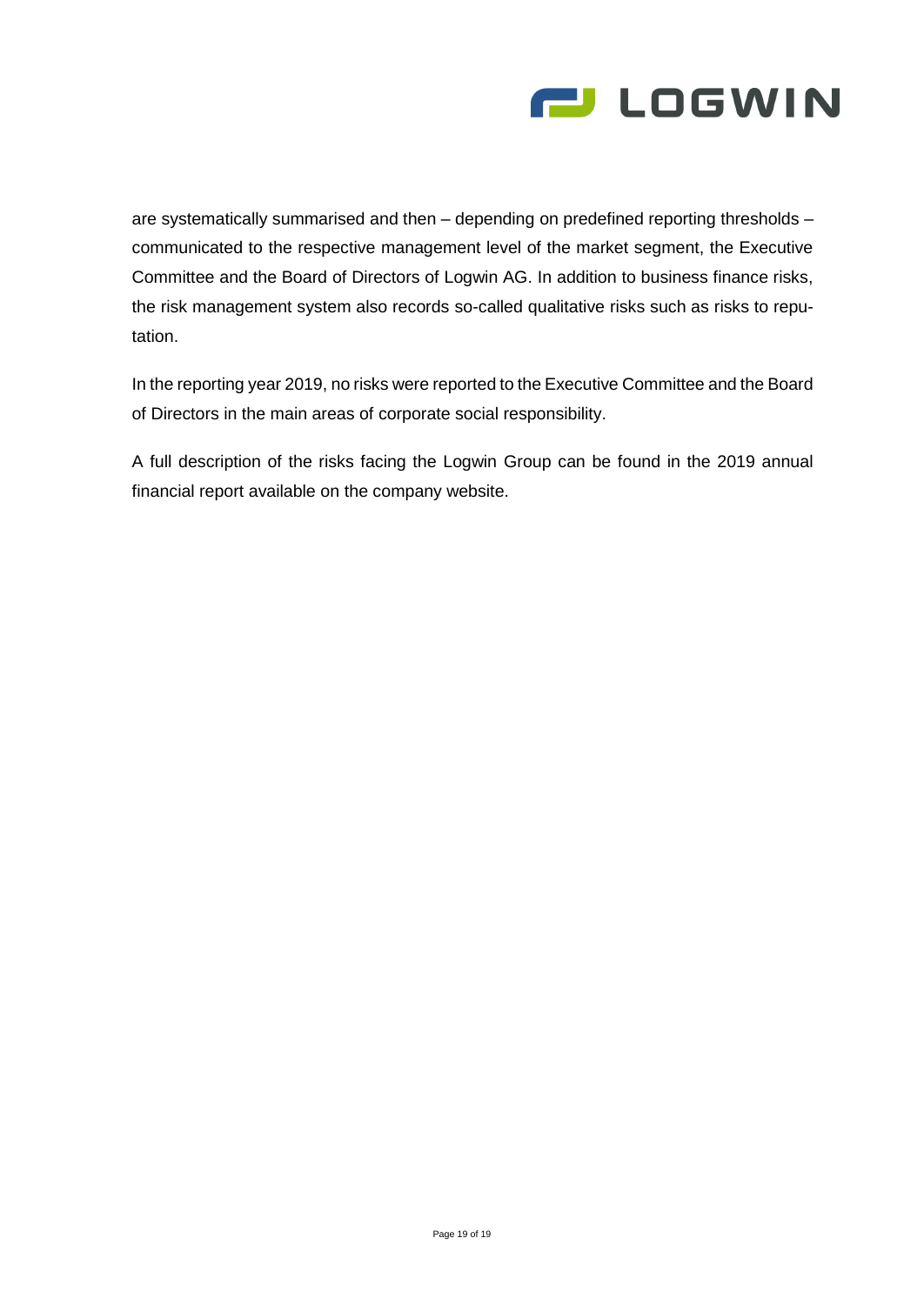are systematically summarised and then – depending on predefined reporting thresholds – communicated to the respective management level of the market segment, the Executive Committee and the Board of Directors of Logwin AG. In addition to business finance risks, the risk management system also records so-called qualitative risks such as risks to reputation.

In the reporting year 2019, no risks were reported to the Executive Committee and the Board of Directors in the main areas of corporate social responsibility.

A full description of the risks facing the Logwin Group can be found in the 2019 annual financial report available on the company website.